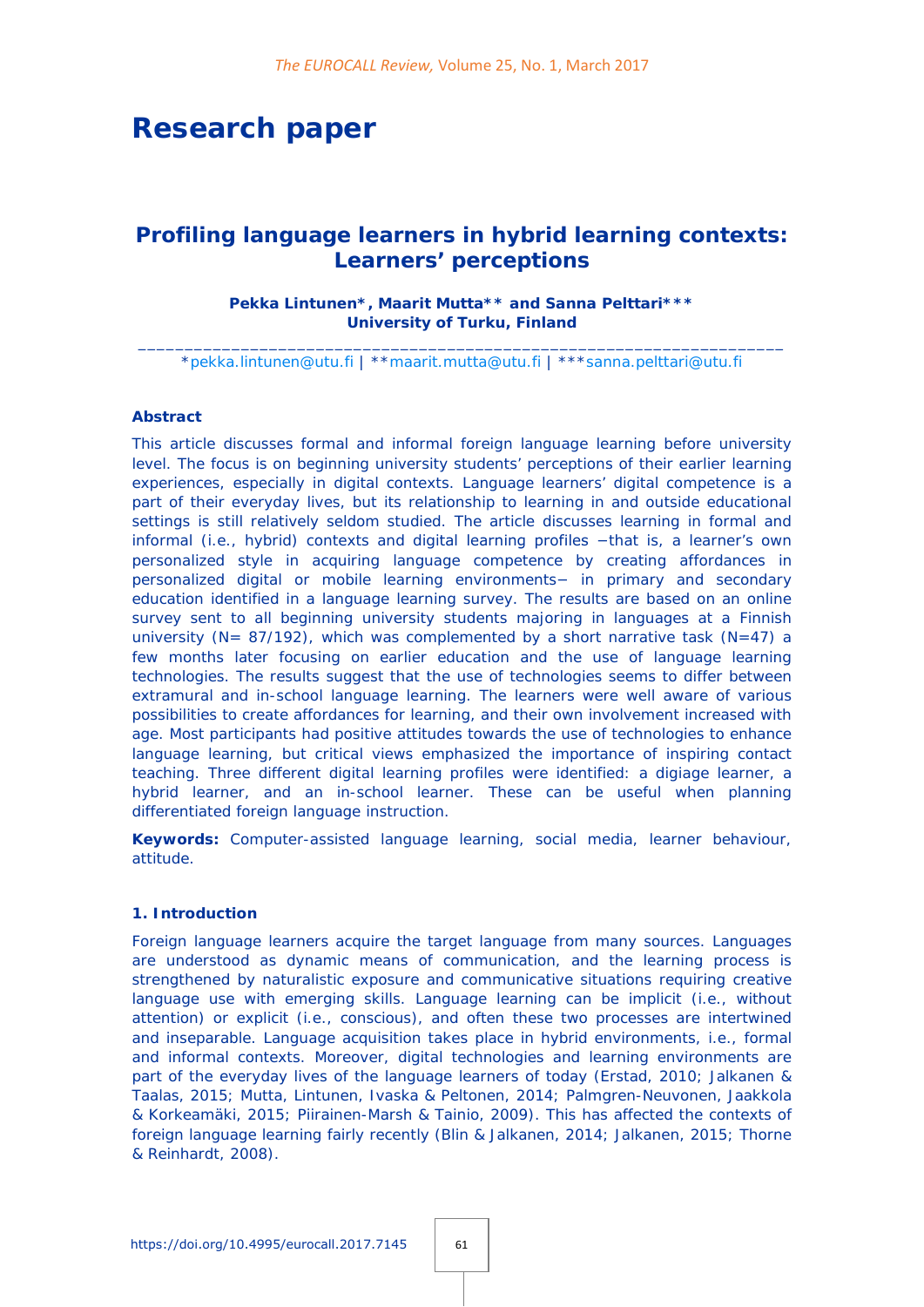# Research paper

## Profiling language learners in hybrid learning contexts: Learners' perceptions

**Pekka Lintunen*, Maarit Mutta** and Sanna Pelttari*****
**University of Turku, Finland**

*pekka.lintunen@utu.fi | **maarit.mutta@utu.fi | ***sanna.pelttari@utu.fi

### Abstract

This article discusses formal and informal foreign language learning before university level. The focus is on beginning university students' perceptions of their earlier learning experiences, especially in digital contexts. Language learners' digital competence is a part of their everyday lives, but its relationship to learning in and outside educational settings is still relatively seldom studied. The article discusses learning in formal and informal (i.e., hybrid) contexts and digital learning profiles −that is, a learner's own personalized style in acquiring language competence by creating affordances in personalized digital or mobile learning environments− in primary and secondary education identified in a language learning survey. The results are based on an online survey sent to all beginning university students majoring in languages at a Finnish university (N= 87/192), which was complemented by a short narrative task (N=47) a few months later focusing on earlier education and the use of language learning technologies. The results suggest that the use of technologies seems to differ between extramural and in-school language learning. The learners were well aware of various possibilities to create affordances for learning, and their own involvement increased with age. Most participants had positive attitudes towards the use of technologies to enhance language learning, but critical views emphasized the importance of inspiring contact teaching. Three different digital learning profiles were identified: a digiage learner, a hybrid learner, and an in-school learner. These can be useful when planning differentiated foreign language instruction.

**Keywords:** Computer-assisted language learning, social media, learner behaviour, attitude.

### 1. Introduction

Foreign language learners acquire the target language from many sources. Languages are understood as dynamic means of communication, and the learning process is strengthened by naturalistic exposure and communicative situations requiring creative language use with emerging skills. Language learning can be implicit (i.e., without attention) or explicit (i.e., conscious), and often these two processes are intertwined and inseparable. Language acquisition takes place in hybrid environments, i.e., formal and informal contexts. Moreover, digital technologies and learning environments are part of the everyday lives of the language learners of today (Erstad, 2010; Jalkanen & Taalas, 2015; Mutta, Lintunen, Ivaska & Peltonen, 2014; Palmgren-Neuvonen, Jaakkola & Korkeamäki, 2015; Piirainen-Marsh & Tainio, 2009). This has affected the contexts of foreign language learning fairly recently (Blin & Jalkanen, 2014; Jalkanen, 2015; Thorne & Reinhardt, 2008).

https://doi.org/10.4995/eurocall.2017.7145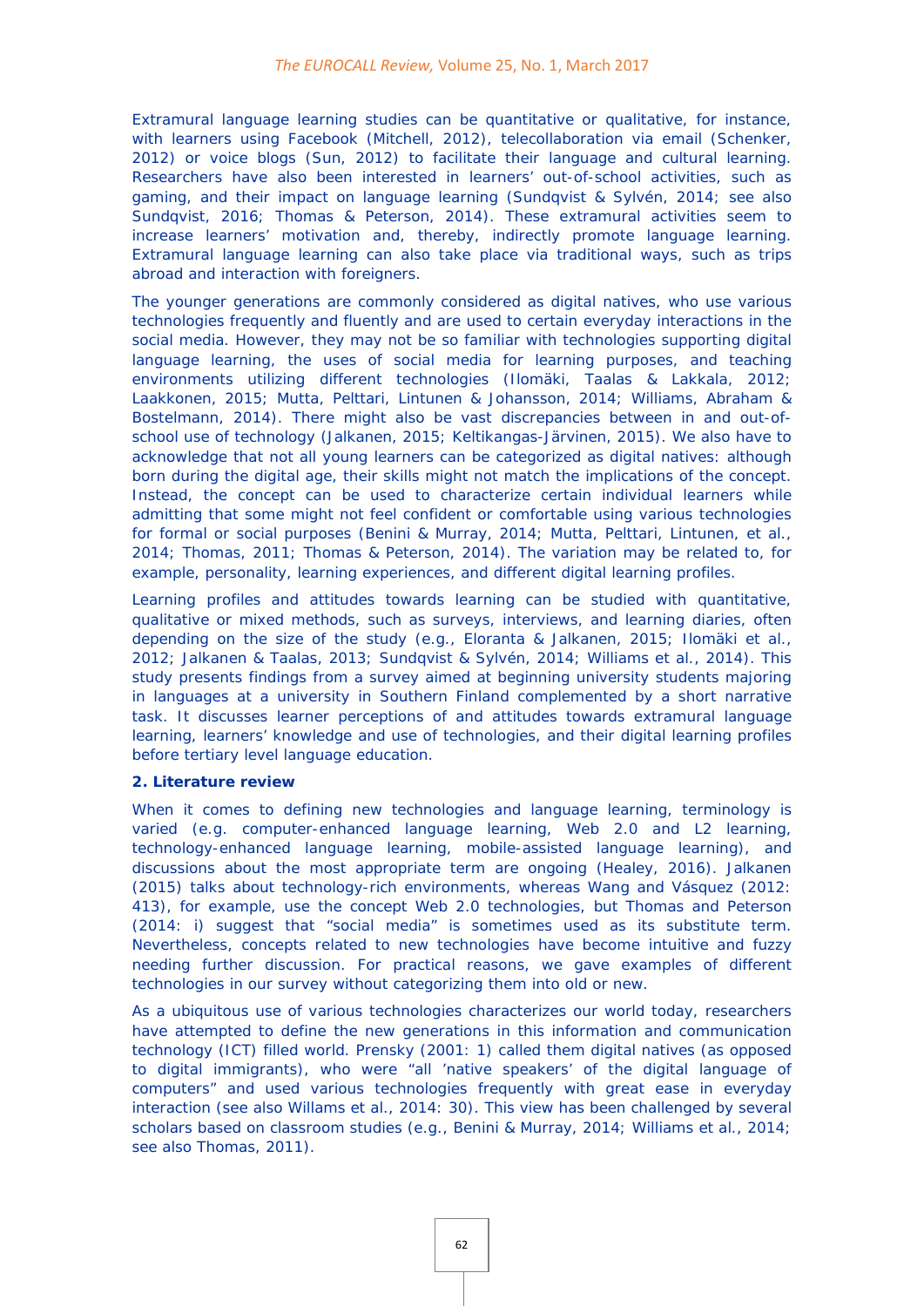Extramural language learning studies can be quantitative or qualitative, for instance, with learners using Facebook (Mitchell, 2012), telecollaboration via email (Schenker, 2012) or voice blogs (Sun, 2012) to facilitate their language and cultural learning. Researchers have also been interested in learners' out-of-school activities, such as gaming, and their impact on language learning (Sundqvist & Sylvén, 2014; see also Sundqvist, 2016; Thomas & Peterson, 2014). These extramural activities seem to increase learners' motivation and, thereby, indirectly promote language learning. Extramural language learning can also take place via traditional ways, such as trips abroad and interaction with foreigners.

The younger generations are commonly considered as digital natives, who use various technologies frequently and fluently and are used to certain everyday interactions in the social media. However, they may not be so familiar with technologies supporting digital language learning, the uses of social media for learning purposes, and teaching environments utilizing different technologies (Ilomäki, Taalas & Lakkala, 2012; Laakkonen, 2015; Mutta, Pelttari, Lintunen & Johansson, 2014; Williams, Abraham & Bostelmann, 2014). There might also be vast discrepancies between in and out-of-school use of technology (Jalkanen, 2015; Keltikangas-Järvinen, 2015). We also have to acknowledge that not all young learners can be categorized as digital natives: although born during the digital age, their skills might not match the implications of the concept. Instead, the concept can be used to characterize certain individual learners while admitting that some might not feel confident or comfortable using various technologies for formal or social purposes (Benini & Murray, 2014; Mutta, Pelttari, Lintunen, et al., 2014; Thomas, 2011; Thomas & Peterson, 2014). The variation may be related to, for example, personality, learning experiences, and different digital learning profiles.

Learning profiles and attitudes towards learning can be studied with quantitative, qualitative or mixed methods, such as surveys, interviews, and learning diaries, often depending on the size of the study (e.g., Eloranta & Jalkanen, 2015; Ilomäki et al., 2012; Jalkanen & Taalas, 2013; Sundqvist & Sylvén, 2014; Williams et al., 2014). This study presents findings from a survey aimed at beginning university students majoring in languages at a university in Southern Finland complemented by a short narrative task. It discusses learner perceptions of and attitudes towards extramural language learning, learners' knowledge and use of technologies, and their digital learning profiles before tertiary level language education.

## 2. Literature review

When it comes to defining new technologies and language learning, terminology is varied (e.g. computer-enhanced language learning, Web 2.0 and L2 learning, technology-enhanced language learning, mobile-assisted language learning), and discussions about the most appropriate term are ongoing (Healey, 2016). Jalkanen (2015) talks about technology-rich environments, whereas Wang and Vásquez (2012: 413), for example, use the concept Web 2.0 technologies, but Thomas and Peterson (2014: i) suggest that "social media" is sometimes used as its substitute term. Nevertheless, concepts related to new technologies have become intuitive and fuzzy needing further discussion. For practical reasons, we gave examples of different technologies in our survey without categorizing them into old or new.

As a ubiquitous use of various technologies characterizes our world today, researchers have attempted to define the new generations in this information and communication technology (ICT) filled world. Prensky (2001: 1) called them digital natives (as opposed to digital immigrants), who were "all 'native speakers' of the digital language of computers" and used various technologies frequently with great ease in everyday interaction (see also Willams et al., 2014: 30). This view has been challenged by several scholars based on classroom studies (e.g., Benini & Murray, 2014; Williams et al., 2014; see also Thomas, 2011).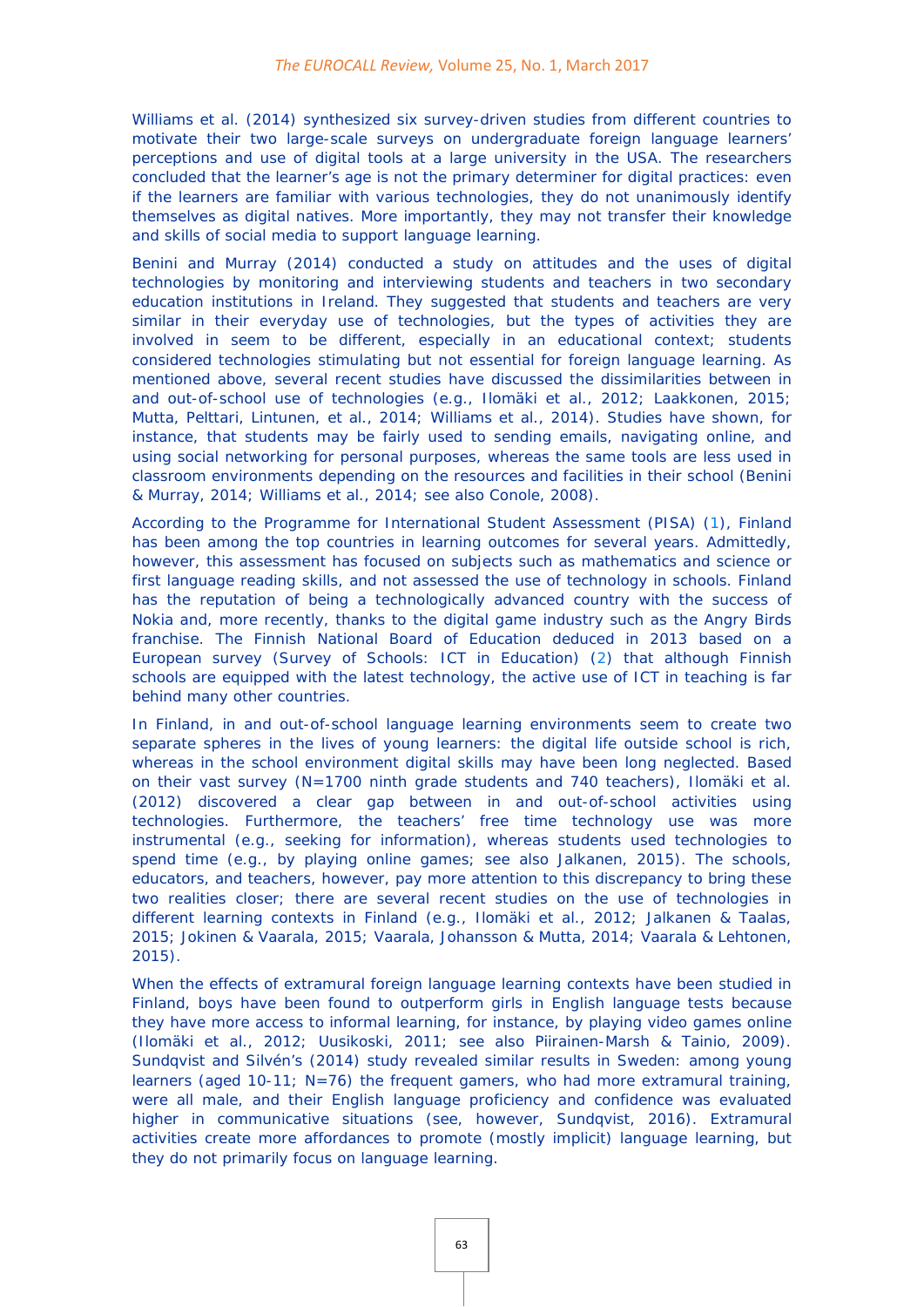Williams et al. (2014) synthesized six survey-driven studies from different countries to motivate their two large-scale surveys on undergraduate foreign language learners' perceptions and use of digital tools at a large university in the USA. The researchers concluded that the learner's age is not the primary determiner for digital practices: even if the learners are familiar with various technologies, they do not unanimously identify themselves as digital natives. More importantly, they may not transfer their knowledge and skills of social media to support language learning.

Benini and Murray (2014) conducted a study on attitudes and the uses of digital technologies by monitoring and interviewing students and teachers in two secondary education institutions in Ireland. They suggested that students and teachers are very similar in their everyday use of technologies, but the types of activities they are involved in seem to be different, especially in an educational context; students considered technologies stimulating but not essential for foreign language learning. As mentioned above, several recent studies have discussed the dissimilarities between in and out-of-school use of technologies (e.g., Ilomäki et al., 2012; Laakkonen, 2015; Mutta, Pelttari, Lintunen, et al., 2014; Williams et al., 2014). Studies have shown, for instance, that students may be fairly used to sending emails, navigating online, and using social networking for personal purposes, whereas the same tools are less used in classroom environments depending on the resources and facilities in their school (Benini & Murray, 2014; Williams et al., 2014; see also Conole, 2008).

According to the Programme for International Student Assessment (PISA) (1), Finland has been among the top countries in learning outcomes for several years. Admittedly, however, this assessment has focused on subjects such as mathematics and science or first language reading skills, and not assessed the use of technology in schools. Finland has the reputation of being a technologically advanced country with the success of Nokia and, more recently, thanks to the digital game industry such as the Angry Birds franchise. The Finnish National Board of Education deduced in 2013 based on a European survey (Survey of Schools: ICT in Education) (2) that although Finnish schools are equipped with the latest technology, the active use of ICT in teaching is far behind many other countries.

In Finland, in and out-of-school language learning environments seem to create two separate spheres in the lives of young learners: the digital life outside school is rich, whereas in the school environment digital skills may have been long neglected. Based on their vast survey (N=1700 ninth grade students and 740 teachers), Ilomäki et al. (2012) discovered a clear gap between in and out-of-school activities using technologies. Furthermore, the teachers' free time technology use was more instrumental (e.g., seeking for information), whereas students used technologies to spend time (e.g., by playing online games; see also Jalkanen, 2015). The schools, educators, and teachers, however, pay more attention to this discrepancy to bring these two realities closer; there are several recent studies on the use of technologies in different learning contexts in Finland (e.g., Ilomäki et al., 2012; Jalkanen & Taalas, 2015; Jokinen & Vaarala, 2015; Vaarala, Johansson & Mutta, 2014; Vaarala & Lehtonen, 2015).

When the effects of extramural foreign language learning contexts have been studied in Finland, boys have been found to outperform girls in English language tests because they have more access to informal learning, for instance, by playing video games online (Ilomäki et al., 2012; Uusikoski, 2011; see also Piirainen-Marsh & Tainio, 2009). Sundqvist and Silvén's (2014) study revealed similar results in Sweden: among young learners (aged 10-11; N=76) the frequent gamers, who had more extramural training, were all male, and their English language proficiency and confidence was evaluated higher in communicative situations (see, however, Sundqvist, 2016). Extramural activities create more affordances to promote (mostly implicit) language learning, but they do not primarily focus on language learning.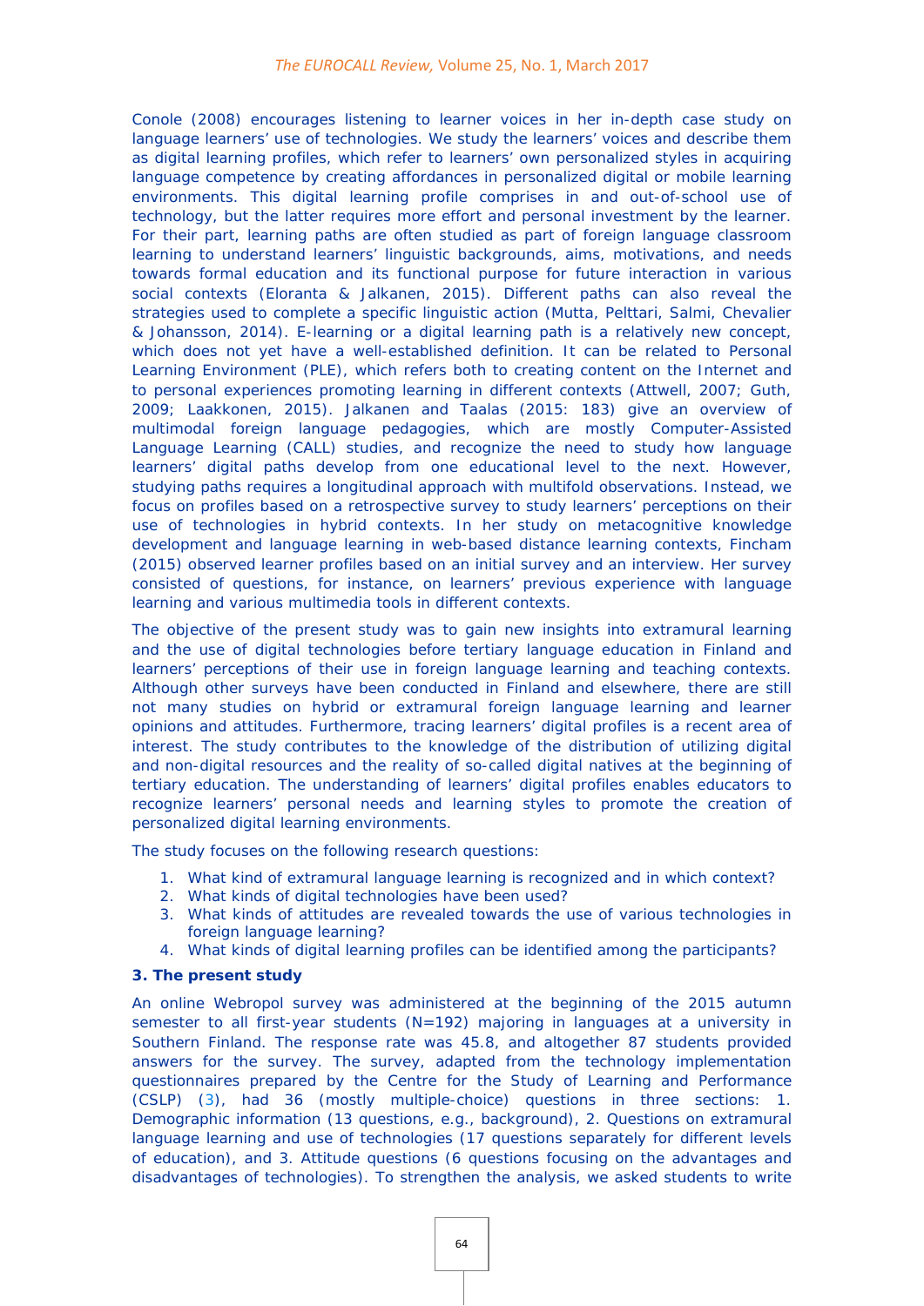Conole (2008) encourages listening to learner voices in her in-depth case study on language learners' use of technologies. We study the learners' voices and describe them as digital learning profiles, which refer to learners' own personalized styles in acquiring language competence by creating affordances in personalized digital or mobile learning environments. This digital learning profile comprises in and out-of-school use of technology, but the latter requires more effort and personal investment by the learner. For their part, learning paths are often studied as part of foreign language classroom learning to understand learners' linguistic backgrounds, aims, motivations, and needs towards formal education and its functional purpose for future interaction in various social contexts (Eloranta & Jalkanen, 2015). Different paths can also reveal the strategies used to complete a specific linguistic action (Mutta, Pelttari, Salmi, Chevalier & Johansson, 2014). E-learning or a digital learning path is a relatively new concept, which does not yet have a well-established definition. It can be related to Personal Learning Environment (PLE), which refers both to creating content on the Internet and to personal experiences promoting learning in different contexts (Attwell, 2007; Guth, 2009; Laakkonen, 2015). Jalkanen and Taalas (2015: 183) give an overview of multimodal foreign language pedagogies, which are mostly Computer-Assisted Language Learning (CALL) studies, and recognize the need to study how language learners' digital paths develop from one educational level to the next. However, studying paths requires a longitudinal approach with multifold observations. Instead, we focus on profiles based on a retrospective survey to study learners' perceptions on their use of technologies in hybrid contexts. In her study on metacognitive knowledge development and language learning in web-based distance learning contexts, Fincham (2015) observed learner profiles based on an initial survey and an interview. Her survey consisted of questions, for instance, on learners' previous experience with language learning and various multimedia tools in different contexts.

The objective of the present study was to gain new insights into extramural learning and the use of digital technologies before tertiary language education in Finland and learners' perceptions of their use in foreign language learning and teaching contexts. Although other surveys have been conducted in Finland and elsewhere, there are still not many studies on hybrid or extramural foreign language learning and learner opinions and attitudes. Furthermore, tracing learners' digital profiles is a recent area of interest. The study contributes to the knowledge of the distribution of utilizing digital and non-digital resources and the reality of so-called digital natives at the beginning of tertiary education. The understanding of learners' digital profiles enables educators to recognize learners' personal needs and learning styles to promote the creation of personalized digital learning environments.

The study focuses on the following research questions:

1. What kind of extramural language learning is recognized and in which context?
2. What kinds of digital technologies have been used?
3. What kinds of attitudes are revealed towards the use of various technologies in foreign language learning?
4. What kinds of digital learning profiles can be identified among the participants?

## 3. The present study

An online Webropol survey was administered at the beginning of the 2015 autumn semester to all first-year students (N=192) majoring in languages at a university in Southern Finland. The response rate was 45.8, and altogether 87 students provided answers for the survey. The survey, adapted from the technology implementation questionnaires prepared by the Centre for the Study of Learning and Performance (CSLP) (3), had 36 (mostly multiple-choice) questions in three sections: 1. Demographic information (13 questions, e.g., background), 2. Questions on extramural language learning and use of technologies (17 questions separately for different levels of education), and 3. Attitude questions (6 questions focusing on the advantages and disadvantages of technologies). To strengthen the analysis, we asked students to write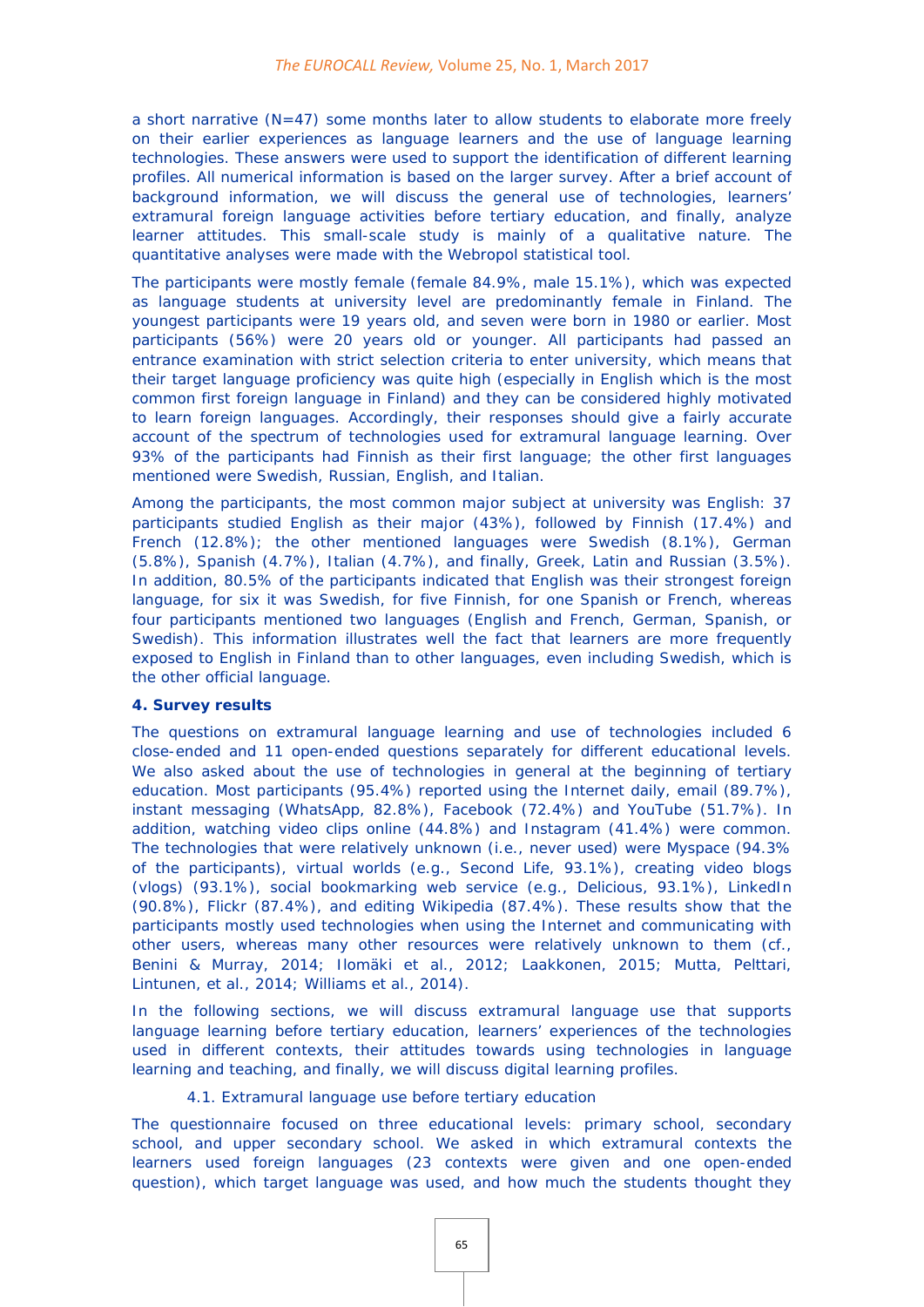a short narrative (N=47) some months later to allow students to elaborate more freely on their earlier experiences as language learners and the use of language learning technologies. These answers were used to support the identification of different learning profiles. All numerical information is based on the larger survey. After a brief account of background information, we will discuss the general use of technologies, learners' extramural foreign language activities before tertiary education, and finally, analyze learner attitudes. This small-scale study is mainly of a qualitative nature. The quantitative analyses were made with the Webropol statistical tool.

The participants were mostly female (female 84.9%, male 15.1%), which was expected as language students at university level are predominantly female in Finland. The youngest participants were 19 years old, and seven were born in 1980 or earlier. Most participants (56%) were 20 years old or younger. All participants had passed an entrance examination with strict selection criteria to enter university, which means that their target language proficiency was quite high (especially in English which is the most common first foreign language in Finland) and they can be considered highly motivated to learn foreign languages. Accordingly, their responses should give a fairly accurate account of the spectrum of technologies used for extramural language learning. Over 93% of the participants had Finnish as their first language; the other first languages mentioned were Swedish, Russian, English, and Italian.

Among the participants, the most common major subject at university was English: 37 participants studied English as their major (43%), followed by Finnish (17.4%) and French (12.8%); the other mentioned languages were Swedish (8.1%), German (5.8%), Spanish (4.7%), Italian (4.7%), and finally, Greek, Latin and Russian (3.5%). In addition, 80.5% of the participants indicated that English was their strongest foreign language, for six it was Swedish, for five Finnish, for one Spanish or French, whereas four participants mentioned two languages (English and French, German, Spanish, or Swedish). This information illustrates well the fact that learners are more frequently exposed to English in Finland than to other languages, even including Swedish, which is the other official language.

## 4. Survey results

The questions on extramural language learning and use of technologies included 6 close-ended and 11 open-ended questions separately for different educational levels. We also asked about the use of technologies in general at the beginning of tertiary education. Most participants (95.4%) reported using the Internet daily, email (89.7%), instant messaging (WhatsApp, 82.8%), Facebook (72.4%) and YouTube (51.7%). In addition, watching video clips online (44.8%) and Instagram (41.4%) were common. The technologies that were relatively unknown (i.e., never used) were Myspace (94.3% of the participants), virtual worlds (e.g., Second Life, 93.1%), creating video blogs (vlogs) (93.1%), social bookmarking web service (e.g., Delicious, 93.1%), LinkedIn (90.8%), Flickr (87.4%), and editing Wikipedia (87.4%). These results show that the participants mostly used technologies when using the Internet and communicating with other users, whereas many other resources were relatively unknown to them (cf., Benini & Murray, 2014; Ilomäki et al., 2012; Laakkonen, 2015; Mutta, Pelttari, Lintunen, et al., 2014; Williams et al., 2014).

In the following sections, we will discuss extramural language use that supports language learning before tertiary education, learners' experiences of the technologies used in different contexts, their attitudes towards using technologies in language learning and teaching, and finally, we will discuss digital learning profiles.

### 4.1. Extramural language use before tertiary education

The questionnaire focused on three educational levels: primary school, secondary school, and upper secondary school. We asked in which extramural contexts the learners used foreign languages (23 contexts were given and one open-ended question), which target language was used, and how much the students thought they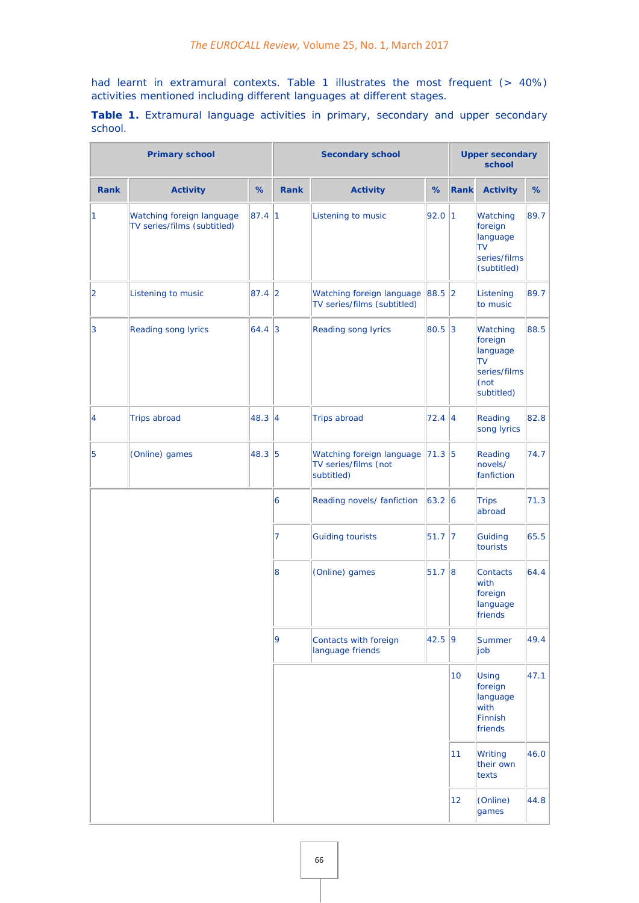had learnt in extramural contexts. Table 1 illustrates the most frequent (> 40%) activities mentioned including different languages at different stages.

**Table 1.** Extramural language activities in primary, secondary and upper secondary school.

| Primary school | | | Secondary school | | | Upper secondary school | | |
|---|---|---|---|---|---|---|---|---|
| **Rank** | **Activity** | **%** | **Rank** | **Activity** | **%** | **Rank** | **Activity** | **%** |
| 1 | Watching foreign language TV series/films (subtitled) | 87.4 | 1 | Listening to music | 92.0 | 1 | Watching foreign language TV series/films (subtitled) | 89.7 |
| 2 | Listening to music | 87.4 | 2 | Watching foreign language TV series/films (subtitled) | 88.5 | 2 | Listening to music | 89.7 |
| 3 | Reading song lyrics | 64.4 | 3 | Reading song lyrics | 80.5 | 3 | Watching foreign language TV series/films (not subtitled) | 88.5 |
| 4 | Trips abroad | 48.3 | 4 | Trips abroad | 72.4 | 4 | Reading song lyrics | 82.8 |
| 5 | (Online) games | 48.3 | 5 | Watching foreign language TV series/films (not subtitled) | 71.3 | 5 | Reading novels/ fanfiction | 74.7 |
| | | | 6 | Reading novels/ fanfiction | 63.2 | 6 | Trips abroad | 71.3 |
| | | | 7 | Guiding tourists | 51.7 | 7 | Guiding tourists | 65.5 |
| | | | 8 | (Online) games | 51.7 | 8 | Contacts with foreign language friends | 64.4 |
| | | | 9 | Contacts with foreign language friends | 42.5 | 9 | Summer job | 49.4 |
| | | | | | | 10 | Using foreign language with Finnish friends | 47.1 |
| | | | | | | 11 | Writing their own texts | 46.0 |
| | | | | | | 12 | (Online) games | 44.8 |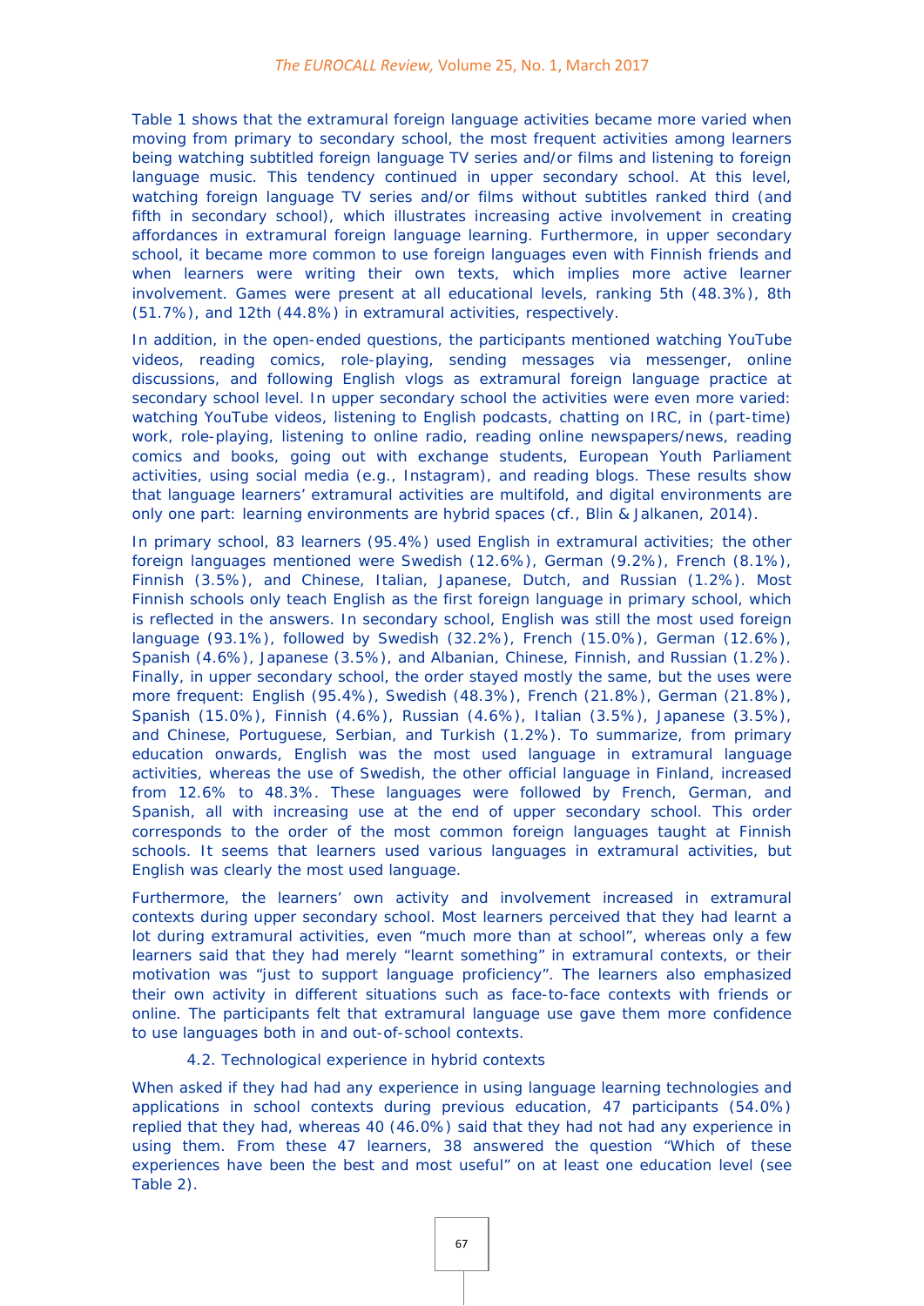Table 1 shows that the extramural foreign language activities became more varied when moving from primary to secondary school, the most frequent activities among learners being watching subtitled foreign language TV series and/or films and listening to foreign language music. This tendency continued in upper secondary school. At this level, watching foreign language TV series and/or films without subtitles ranked third (and fifth in secondary school), which illustrates increasing active involvement in creating affordances in extramural foreign language learning. Furthermore, in upper secondary school, it became more common to use foreign languages even with Finnish friends and when learners were writing their own texts, which implies more active learner involvement. Games were present at all educational levels, ranking 5th (48.3%), 8th (51.7%), and 12th (44.8%) in extramural activities, respectively.

In addition, in the open-ended questions, the participants mentioned watching YouTube videos, reading comics, role-playing, sending messages via messenger, online discussions, and following English vlogs as extramural foreign language practice at secondary school level. In upper secondary school the activities were even more varied: watching YouTube videos, listening to English podcasts, chatting on IRC, in (part-time) work, role-playing, listening to online radio, reading online newspapers/news, reading comics and books, going out with exchange students, European Youth Parliament activities, using social media (e.g., Instagram), and reading blogs. These results show that language learners' extramural activities are multifold, and digital environments are only one part: learning environments are hybrid spaces (cf., Blin & Jalkanen, 2014).

In primary school, 83 learners (95.4%) used English in extramural activities; the other foreign languages mentioned were Swedish (12.6%), German (9.2%), French (8.1%), Finnish (3.5%), and Chinese, Italian, Japanese, Dutch, and Russian (1.2%). Most Finnish schools only teach English as the first foreign language in primary school, which is reflected in the answers. In secondary school, English was still the most used foreign language (93.1%), followed by Swedish (32.2%), French (15.0%), German (12.6%), Spanish (4.6%), Japanese (3.5%), and Albanian, Chinese, Finnish, and Russian (1.2%). Finally, in upper secondary school, the order stayed mostly the same, but the uses were more frequent: English (95.4%), Swedish (48.3%), French (21.8%), German (21.8%), Spanish (15.0%), Finnish (4.6%), Russian (4.6%), Italian (3.5%), Japanese (3.5%), and Chinese, Portuguese, Serbian, and Turkish (1.2%). To summarize, from primary education onwards, English was the most used language in extramural language activities, whereas the use of Swedish, the other official language in Finland, increased from 12.6% to 48.3%. These languages were followed by French, German, and Spanish, all with increasing use at the end of upper secondary school. This order corresponds to the order of the most common foreign languages taught at Finnish schools. It seems that learners used various languages in extramural activities, but English was clearly the most used language.

Furthermore, the learners' own activity and involvement increased in extramural contexts during upper secondary school. Most learners perceived that they had learnt a lot during extramural activities, even "much more than at school", whereas only a few learners said that they had merely "learnt something" in extramural contexts, or their motivation was "just to support language proficiency". The learners also emphasized their own activity in different situations such as face-to-face contexts with friends or online. The participants felt that extramural language use gave them more confidence to use languages both in and out-of-school contexts.

### 4.2. Technological experience in hybrid contexts

When asked if they had had any experience in using language learning technologies and applications in school contexts during previous education, 47 participants (54.0%) replied that they had, whereas 40 (46.0%) said that they had not had any experience in using them. From these 47 learners, 38 answered the question "Which of these experiences have been the best and most useful" on at least one education level (see Table 2).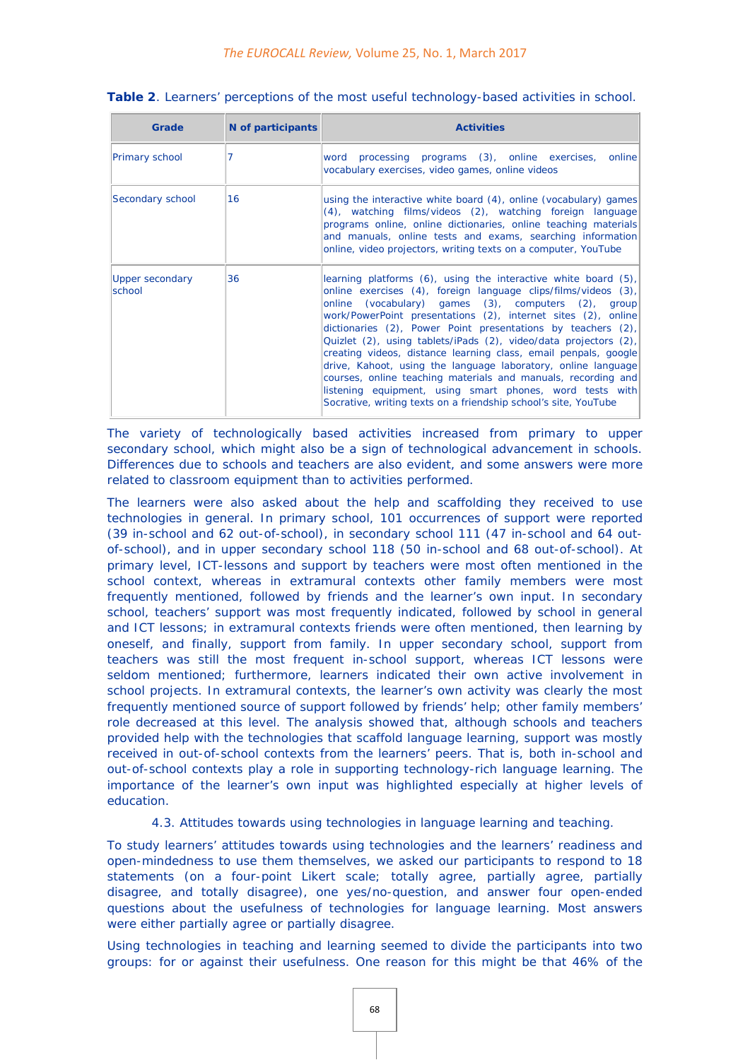**Table 2**. Learners' perceptions of the most useful technology-based activities in school.

| Grade | N of participants | Activities |
|---|---|---|
| Primary school | 7 | word processing programs (3), online exercises, online vocabulary exercises, video games, online videos |
| Secondary school | 16 | using the interactive white board (4), online (vocabulary) games (4), watching films/videos (2), watching foreign language programs online, online dictionaries, online teaching materials and manuals, online tests and exams, searching information online, video projectors, writing texts on a computer, YouTube |
| Upper secondary school | 36 | learning platforms (6), using the interactive white board (5), online exercises (4), foreign language clips/films/videos (3), online (vocabulary) games (3), computers (2), group work/PowerPoint presentations (2), internet sites (2), online dictionaries (2), Power Point presentations by teachers (2), Quizlet (2), using tablets/iPads (2), video/data projectors (2), creating videos, distance learning class, email penpals, google drive, Kahoot, using the language laboratory, online language courses, online teaching materials and manuals, recording and listening equipment, using smart phones, word tests with Socrative, writing texts on a friendship school's site, YouTube |

The variety of technologically based activities increased from primary to upper secondary school, which might also be a sign of technological advancement in schools. Differences due to schools and teachers are also evident, and some answers were more related to classroom equipment than to activities performed.

The learners were also asked about the help and scaffolding they received to use technologies in general. In primary school, 101 occurrences of support were reported (39 in-school and 62 out-of-school), in secondary school 111 (47 in-school and 64 out-of-school), and in upper secondary school 118 (50 in-school and 68 out-of-school). At primary level, ICT-lessons and support by teachers were most often mentioned in the school context, whereas in extramural contexts other family members were most frequently mentioned, followed by friends and the learner's own input. In secondary school, teachers' support was most frequently indicated, followed by school in general and ICT lessons; in extramural contexts friends were often mentioned, then learning by oneself, and finally, support from family. In upper secondary school, support from teachers was still the most frequent in-school support, whereas ICT lessons were seldom mentioned; furthermore, learners indicated their own active involvement in school projects. In extramural contexts, the learner's own activity was clearly the most frequently mentioned source of support followed by friends' help; other family members' role decreased at this level. The analysis showed that, although schools and teachers provided help with the technologies that scaffold language learning, support was mostly received in out-of-school contexts from the learners' peers. That is, both in-school and out-of-school contexts play a role in supporting technology-rich language learning. The importance of the learner's own input was highlighted especially at higher levels of education.

### 4.3. Attitudes towards using technologies in language learning and teaching.

To study learners' attitudes towards using technologies and the learners' readiness and open-mindedness to use them themselves, we asked our participants to respond to 18 statements (on a four-point Likert scale; totally agree, partially agree, partially disagree, and totally disagree), one yes/no-question, and answer four open-ended questions about the usefulness of technologies for language learning. Most answers were either partially agree or partially disagree.

Using technologies in teaching and learning seemed to divide the participants into two groups: for or against their usefulness. One reason for this might be that 46% of the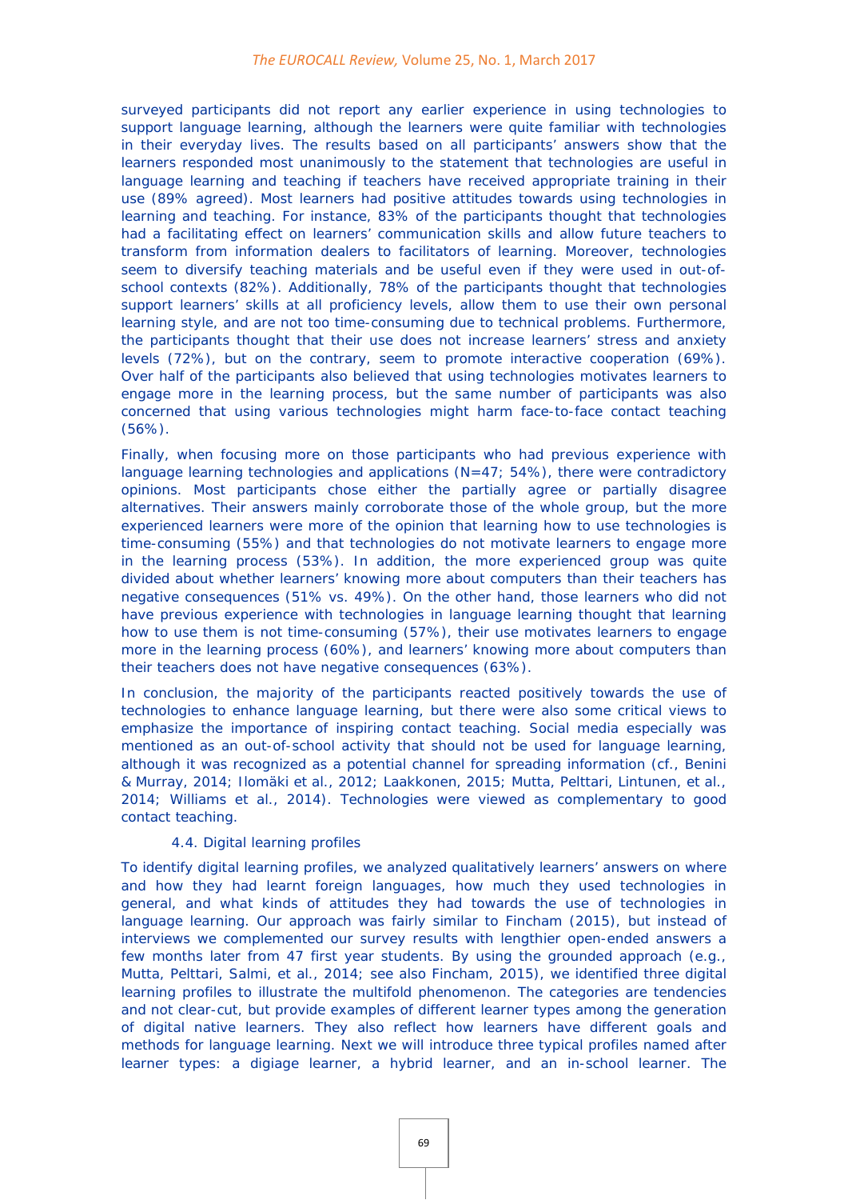surveyed participants did not report any earlier experience in using technologies to support language learning, although the learners were quite familiar with technologies in their everyday lives. The results based on all participants' answers show that the learners responded most unanimously to the statement that technologies are useful in language learning and teaching if teachers have received appropriate training in their use (89% agreed). Most learners had positive attitudes towards using technologies in learning and teaching. For instance, 83% of the participants thought that technologies had a facilitating effect on learners' communication skills and allow future teachers to transform from information dealers to facilitators of learning. Moreover, technologies seem to diversify teaching materials and be useful even if they were used in out-of-school contexts (82%). Additionally, 78% of the participants thought that technologies support learners' skills at all proficiency levels, allow them to use their own personal learning style, and are not too time-consuming due to technical problems. Furthermore, the participants thought that their use does not increase learners' stress and anxiety levels (72%), but on the contrary, seem to promote interactive cooperation (69%). Over half of the participants also believed that using technologies motivates learners to engage more in the learning process, but the same number of participants was also concerned that using various technologies might harm face-to-face contact teaching (56%).

Finally, when focusing more on those participants who had previous experience with language learning technologies and applications (N=47; 54%), there were contradictory opinions. Most participants chose either the partially agree or partially disagree alternatives. Their answers mainly corroborate those of the whole group, but the more experienced learners were more of the opinion that learning how to use technologies is time-consuming (55%) and that technologies do not motivate learners to engage more in the learning process (53%). In addition, the more experienced group was quite divided about whether learners' knowing more about computers than their teachers has negative consequences (51% vs. 49%). On the other hand, those learners who did not have previous experience with technologies in language learning thought that learning how to use them is not time-consuming (57%), their use motivates learners to engage more in the learning process (60%), and learners' knowing more about computers than their teachers does not have negative consequences (63%).

In conclusion, the majority of the participants reacted positively towards the use of technologies to enhance language learning, but there were also some critical views to emphasize the importance of inspiring contact teaching. Social media especially was mentioned as an out-of-school activity that should not be used for language learning, although it was recognized as a potential channel for spreading information (cf., Benini & Murray, 2014; Ilomäki et al., 2012; Laakkonen, 2015; Mutta, Pelttari, Lintunen, et al., 2014; Williams et al., 2014). Technologies were viewed as complementary to good contact teaching.

### 4.4. Digital learning profiles

To identify digital learning profiles, we analyzed qualitatively learners' answers on where and how they had learnt foreign languages, how much they used technologies in general, and what kinds of attitudes they had towards the use of technologies in language learning. Our approach was fairly similar to Fincham (2015), but instead of interviews we complemented our survey results with lengthier open-ended answers a few months later from 47 first year students. By using the grounded approach (e.g., Mutta, Pelttari, Salmi, et al., 2014; see also Fincham, 2015), we identified three digital learning profiles to illustrate the multifold phenomenon. The categories are tendencies and not clear-cut, but provide examples of different learner types among the generation of digital native learners. They also reflect how learners have different goals and methods for language learning. Next we will introduce three typical profiles named after learner types: a digiage learner, a hybrid learner, and an in-school learner. The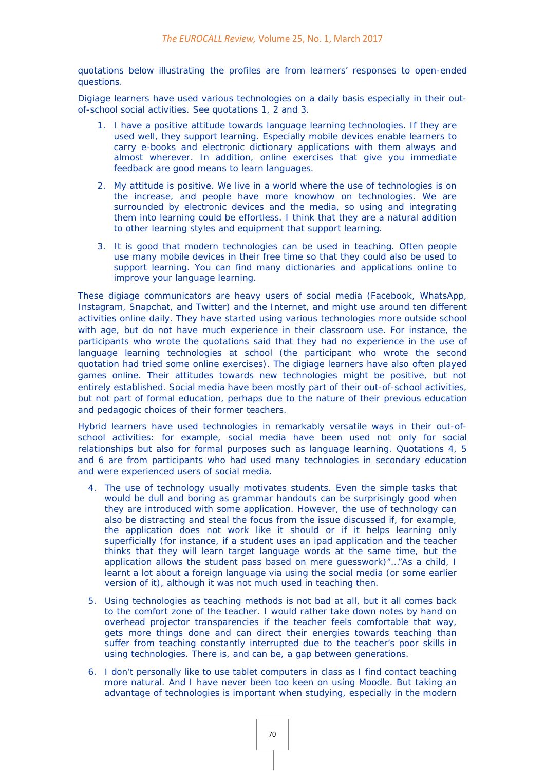quotations below illustrating the profiles are from learners' responses to open-ended questions.

Digiage learners have used various technologies on a daily basis especially in their out-of-school social activities. See quotations 1, 2 and 3.

1. I have a positive attitude towards language learning technologies. If they are used well, they support learning. Especially mobile devices enable learners to carry e-books and electronic dictionary applications with them always and almost wherever. In addition, online exercises that give you immediate feedback are good means to learn languages.
2. My attitude is positive. We live in a world where the use of technologies is on the increase, and people have more knowhow on technologies. We are surrounded by electronic devices and the media, so using and integrating them into learning could be effortless. I think that they are a natural addition to other learning styles and equipment that support learning.
3. It is good that modern technologies can be used in teaching. Often people use many mobile devices in their free time so that they could also be used to support learning. You can find many dictionaries and applications online to improve your language learning.

These digiage communicators are heavy users of social media (Facebook, WhatsApp, Instagram, Snapchat, and Twitter) and the Internet, and might use around ten different activities online daily. They have started using various technologies more outside school with age, but do not have much experience in their classroom use. For instance, the participants who wrote the quotations said that they had no experience in the use of language learning technologies at school (the participant who wrote the second quotation had tried some online exercises). The digiage learners have also often played games online. Their attitudes towards new technologies might be positive, but not entirely established. Social media have been mostly part of their out-of-school activities, but not part of formal education, perhaps due to the nature of their previous education and pedagogic choices of their former teachers.

Hybrid learners have used technologies in remarkably versatile ways in their out-of-school activities: for example, social media have been used not only for social relationships but also for formal purposes such as language learning. Quotations 4, 5 and 6 are from participants who had used many technologies in secondary education and were experienced users of social media.

4. The use of technology usually motivates students. Even the simple tasks that would be dull and boring as grammar handouts can be surprisingly good when they are introduced with some application. However, the use of technology can also be distracting and steal the focus from the issue discussed if, for example, the application does not work like it should or if it helps learning only superficially (for instance, if a student uses an ipad application and the teacher thinks that they will learn target language words at the same time, but the application allows the student pass based on mere guesswork)"..."As a child, I learnt a lot about a foreign language via using the social media (or some earlier version of it), although it was not much used in teaching then.
5. Using technologies as teaching methods is not bad at all, but it all comes back to the comfort zone of the teacher. I would rather take down notes by hand on overhead projector transparencies if the teacher feels comfortable that way, gets more things done and can direct their energies towards teaching than suffer from teaching constantly interrupted due to the teacher's poor skills in using technologies. There is, and can be, a gap between generations.
6. I don't personally like to use tablet computers in class as I find contact teaching more natural. And I have never been too keen on using Moodle. But taking an advantage of technologies is important when studying, especially in the modern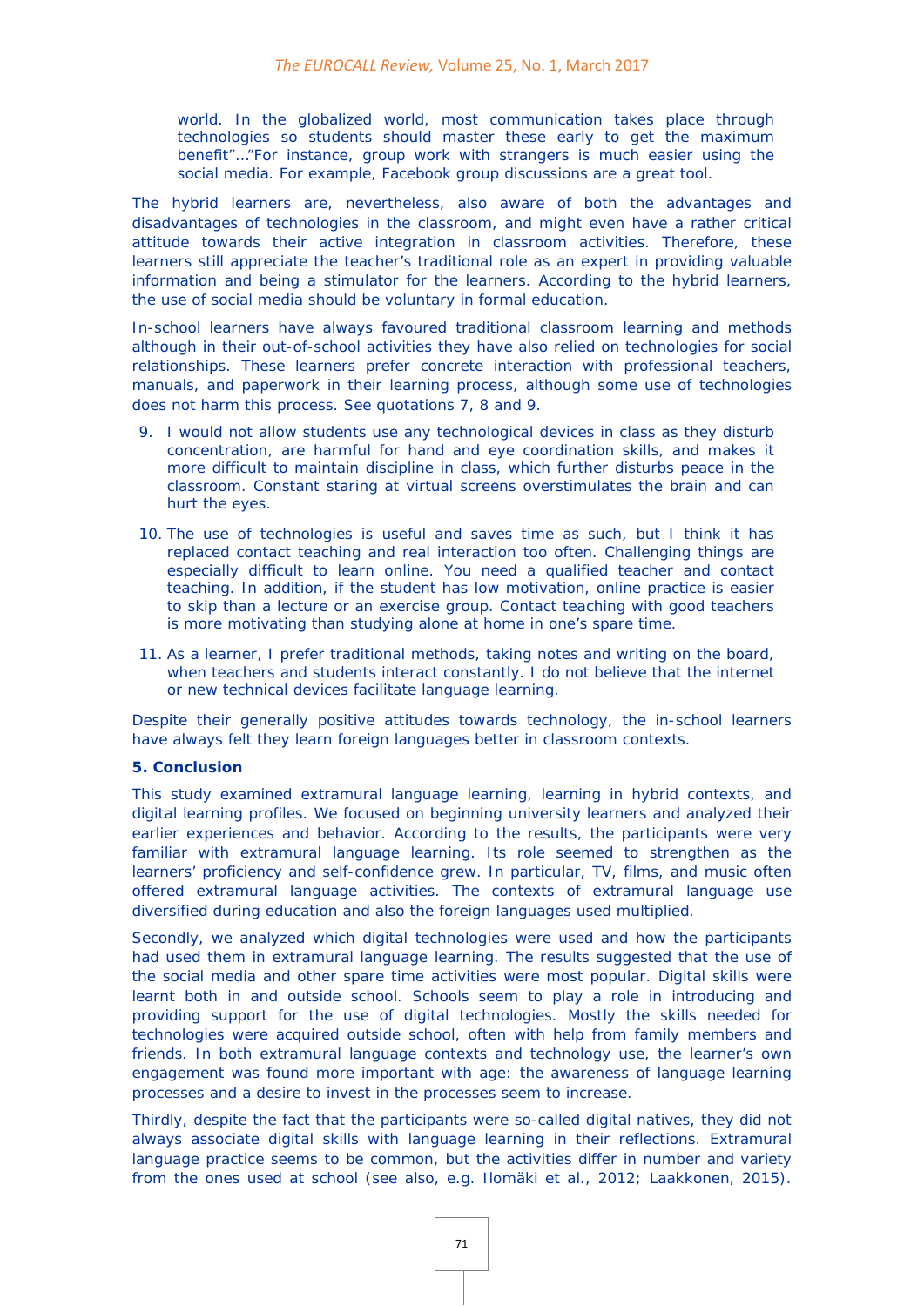world. In the globalized world, most communication takes place through technologies so students should master these early to get the maximum benefit"…"For instance, group work with strangers is much easier using the social media. For example, Facebook group discussions are a great tool.

The hybrid learners are, nevertheless, also aware of both the advantages and disadvantages of technologies in the classroom, and might even have a rather critical attitude towards their active integration in classroom activities. Therefore, these learners still appreciate the teacher's traditional role as an expert in providing valuable information and being a stimulator for the learners. According to the hybrid learners, the use of social media should be voluntary in formal education.

In-school learners have always favoured traditional classroom learning and methods although in their out-of-school activities they have also relied on technologies for social relationships. These learners prefer concrete interaction with professional teachers, manuals, and paperwork in their learning process, although some use of technologies does not harm this process. See quotations 7, 8 and 9.

9. I would not allow students use any technological devices in class as they disturb concentration, are harmful for hand and eye coordination skills, and makes it more difficult to maintain discipline in class, which further disturbs peace in the classroom. Constant staring at virtual screens overstimulates the brain and can hurt the eyes.
10. The use of technologies is useful and saves time as such, but I think it has replaced contact teaching and real interaction too often. Challenging things are especially difficult to learn online. You need a qualified teacher and contact teaching. In addition, if the student has low motivation, online practice is easier to skip than a lecture or an exercise group. Contact teaching with good teachers is more motivating than studying alone at home in one's spare time.
11. As a learner, I prefer traditional methods, taking notes and writing on the board, when teachers and students interact constantly. I do not believe that the internet or new technical devices facilitate language learning.

Despite their generally positive attitudes towards technology, the in-school learners have always felt they learn foreign languages better in classroom contexts.

## 5. Conclusion

This study examined extramural language learning, learning in hybrid contexts, and digital learning profiles. We focused on beginning university learners and analyzed their earlier experiences and behavior. According to the results, the participants were very familiar with extramural language learning. Its role seemed to strengthen as the learners' proficiency and self-confidence grew. In particular, TV, films, and music often offered extramural language activities. The contexts of extramural language use diversified during education and also the foreign languages used multiplied.

Secondly, we analyzed which digital technologies were used and how the participants had used them in extramural language learning. The results suggested that the use of the social media and other spare time activities were most popular. Digital skills were learnt both in and outside school. Schools seem to play a role in introducing and providing support for the use of digital technologies. Mostly the skills needed for technologies were acquired outside school, often with help from family members and friends. In both extramural language contexts and technology use, the learner's own engagement was found more important with age: the awareness of language learning processes and a desire to invest in the processes seem to increase.

Thirdly, despite the fact that the participants were so-called digital natives, they did not always associate digital skills with language learning in their reflections. Extramural language practice seems to be common, but the activities differ in number and variety from the ones used at school (see also, e.g. Ilomäki et al., 2012; Laakkonen, 2015).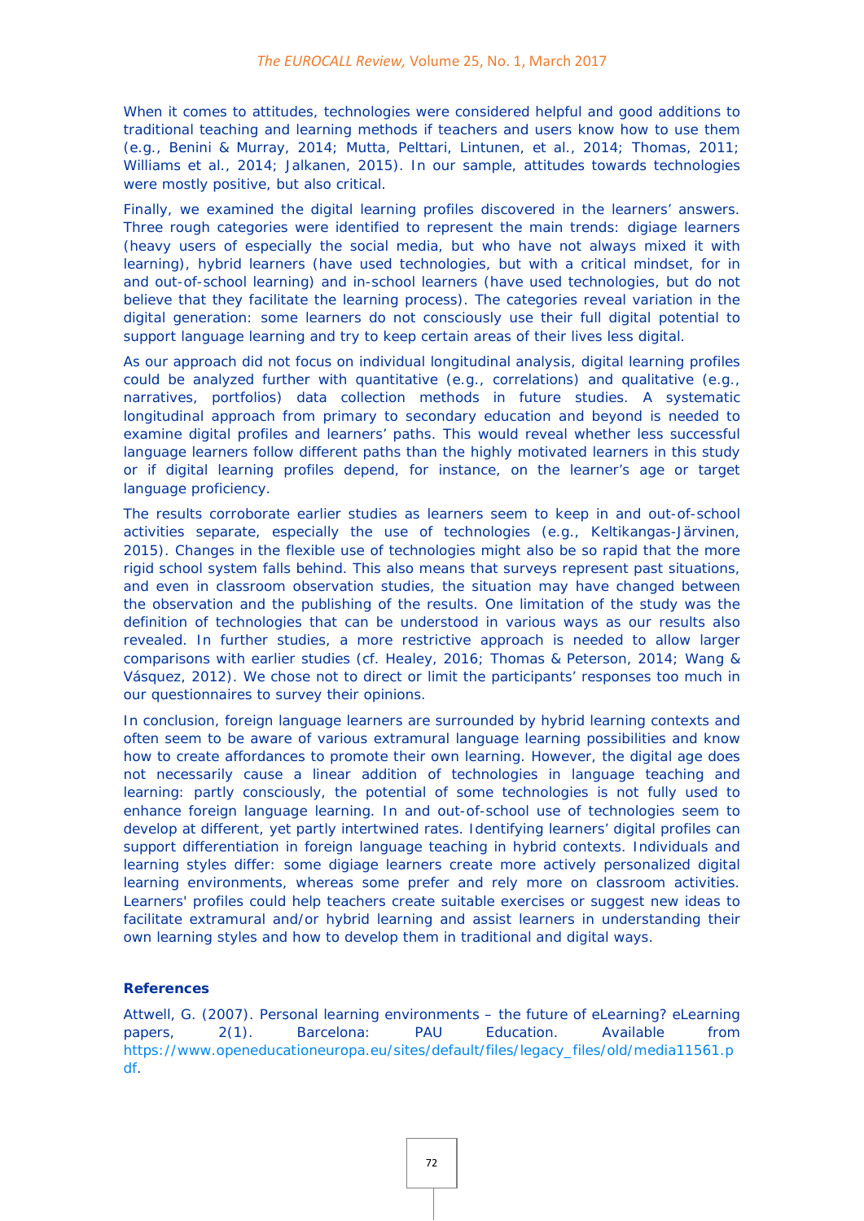When it comes to attitudes, technologies were considered helpful and good additions to traditional teaching and learning methods if teachers and users know how to use them (e.g., Benini & Murray, 2014; Mutta, Pelttari, Lintunen, et al., 2014; Thomas, 2011; Williams et al., 2014; Jalkanen, 2015). In our sample, attitudes towards technologies were mostly positive, but also critical.

Finally, we examined the digital learning profiles discovered in the learners' answers. Three rough categories were identified to represent the main trends: digiage learners (heavy users of especially the social media, but who have not always mixed it with learning), hybrid learners (have used technologies, but with a critical mindset, for in and out-of-school learning) and in-school learners (have used technologies, but do not believe that they facilitate the learning process). The categories reveal variation in the digital generation: some learners do not consciously use their full digital potential to support language learning and try to keep certain areas of their lives less digital.

As our approach did not focus on individual longitudinal analysis, digital learning profiles could be analyzed further with quantitative (e.g., correlations) and qualitative (e.g., narratives, portfolios) data collection methods in future studies. A systematic longitudinal approach from primary to secondary education and beyond is needed to examine digital profiles and learners' paths. This would reveal whether less successful language learners follow different paths than the highly motivated learners in this study or if digital learning profiles depend, for instance, on the learner's age or target language proficiency.

The results corroborate earlier studies as learners seem to keep in and out-of-school activities separate, especially the use of technologies (e.g., Keltikangas-Järvinen, 2015). Changes in the flexible use of technologies might also be so rapid that the more rigid school system falls behind. This also means that surveys represent past situations, and even in classroom observation studies, the situation may have changed between the observation and the publishing of the results. One limitation of the study was the definition of technologies that can be understood in various ways as our results also revealed. In further studies, a more restrictive approach is needed to allow larger comparisons with earlier studies (cf. Healey, 2016; Thomas & Peterson, 2014; Wang & Vásquez, 2012). We chose not to direct or limit the participants' responses too much in our questionnaires to survey their opinions.

In conclusion, foreign language learners are surrounded by hybrid learning contexts and often seem to be aware of various extramural language learning possibilities and know how to create affordances to promote their own learning. However, the digital age does not necessarily cause a linear addition of technologies in language teaching and learning: partly consciously, the potential of some technologies is not fully used to enhance foreign language learning. In and out-of-school use of technologies seem to develop at different, yet partly intertwined rates. Identifying learners' digital profiles can support differentiation in foreign language teaching in hybrid contexts. Individuals and learning styles differ: some digiage learners create more actively personalized digital learning environments, whereas some prefer and rely more on classroom activities. Learners' profiles could help teachers create suitable exercises or suggest new ideas to facilitate extramural and/or hybrid learning and assist learners in understanding their own learning styles and how to develop them in traditional and digital ways.

**References**

Attwell, G. (2007). Personal learning environments – the future of eLearning? eLearning papers, 2(1). Barcelona: PAU Education. Available from https://www.openeducationeuropa.eu/sites/default/files/legacy_files/old/media11561.pdf.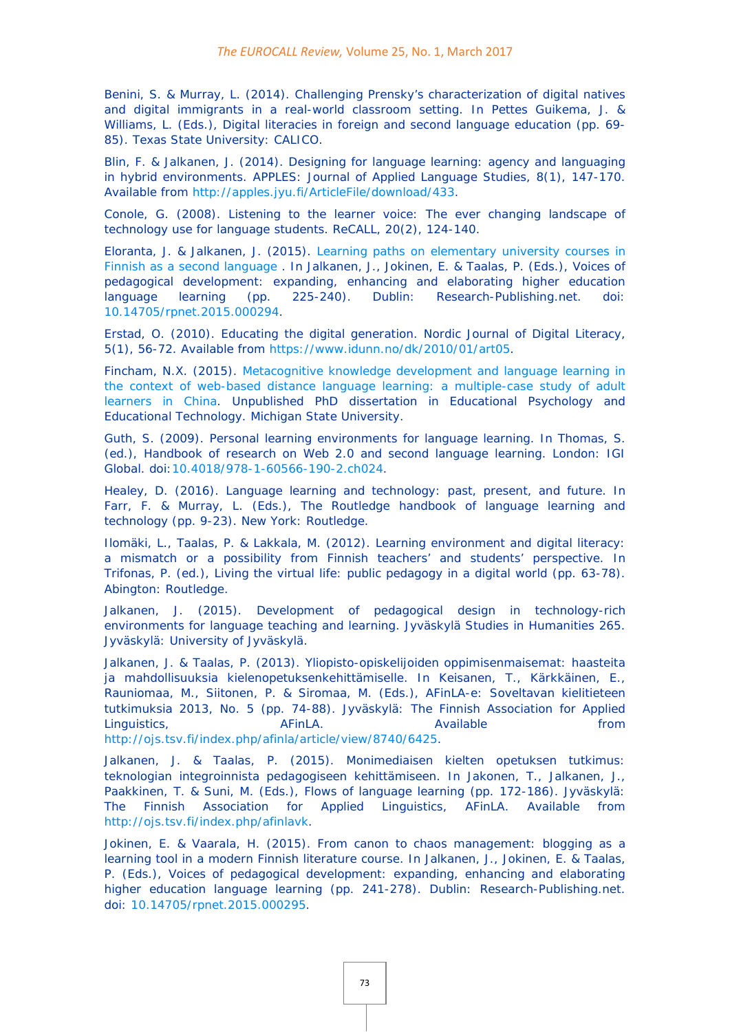Benini, S. & Murray, L. (2014). Challenging Prensky's characterization of digital natives and digital immigrants in a real-world classroom setting. In Pettes Guikema, J. & Williams, L. (Eds.), Digital literacies in foreign and second language education (pp. 69-85). Texas State University: CALICO.

Blin, F. & Jalkanen, J. (2014). Designing for language learning: agency and languaging in hybrid environments. APPLES: Journal of Applied Language Studies, 8(1), 147-170. Available from http://apples.jyu.fi/ArticleFile/download/433.

Conole, G. (2008). Listening to the learner voice: The ever changing landscape of technology use for language students. ReCALL, 20(2), 124-140.

Eloranta, J. & Jalkanen, J. (2015). Learning paths on elementary university courses in Finnish as a second language . In Jalkanen, J., Jokinen, E. & Taalas, P. (Eds.), Voices of pedagogical development: expanding, enhancing and elaborating higher education language learning (pp. 225-240). Dublin: Research-Publishing.net. doi: 10.14705/rpnet.2015.000294.

Erstad, O. (2010). Educating the digital generation. Nordic Journal of Digital Literacy, 5(1), 56-72. Available from https://www.idunn.no/dk/2010/01/art05.

Fincham, N.X. (2015). Metacognitive knowledge development and language learning in the context of web-based distance language learning: a multiple-case study of adult learners in China. Unpublished PhD dissertation in Educational Psychology and Educational Technology. Michigan State University.

Guth, S. (2009). Personal learning environments for language learning. In Thomas, S. (ed.), Handbook of research on Web 2.0 and second language learning. London: IGI Global. doi:10.4018/978-1-60566-190-2.ch024.

Healey, D. (2016). Language learning and technology: past, present, and future. In Farr, F. & Murray, L. (Eds.), The Routledge handbook of language learning and technology (pp. 9-23). New York: Routledge.

Ilomäki, L., Taalas, P. & Lakkala, M. (2012). Learning environment and digital literacy: a mismatch or a possibility from Finnish teachers' and students' perspective. In Trifonas, P. (ed.), Living the virtual life: public pedagogy in a digital world (pp. 63-78). Abington: Routledge.

Jalkanen, J. (2015). Development of pedagogical design in technology-rich environments for language teaching and learning. Jyväskylä Studies in Humanities 265. Jyväskylä: University of Jyväskylä.

Jalkanen, J. & Taalas, P. (2013). Yliopisto-opiskelijoiden oppimisenmaisemat: haasteita ja mahdollisuuksia kielenopetuksenkehittämiselle. In Keisanen, T., Kärkkäinen, E., Rauniomaa, M., Siitonen, P. & Siromaa, M. (Eds.), AFinLA-e: Soveltavan kielitieteen tutkimuksia 2013, No. 5 (pp. 74-88). Jyväskylä: The Finnish Association for Applied Linguistics, AFinLA. Available from http://ojs.tsv.fi/index.php/afinla/article/view/8740/6425.

Jalkanen, J. & Taalas, P. (2015). Monimediaisen kielten opetuksen tutkimus: teknologian integroinnista pedagogiseen kehittämiseen. In Jakonen, T., Jalkanen, J., Paakkinen, T. & Suni, M. (Eds.), Flows of language learning (pp. 172-186). Jyväskylä: The Finnish Association for Applied Linguistics, AFinLA. Available from http://ojs.tsv.fi/index.php/afinlavk.

Jokinen, E. & Vaarala, H. (2015). From canon to chaos management: blogging as a learning tool in a modern Finnish literature course. In Jalkanen, J., Jokinen, E. & Taalas, P. (Eds.), Voices of pedagogical development: expanding, enhancing and elaborating higher education language learning (pp. 241-278). Dublin: Research-Publishing.net. doi: 10.14705/rpnet.2015.000295.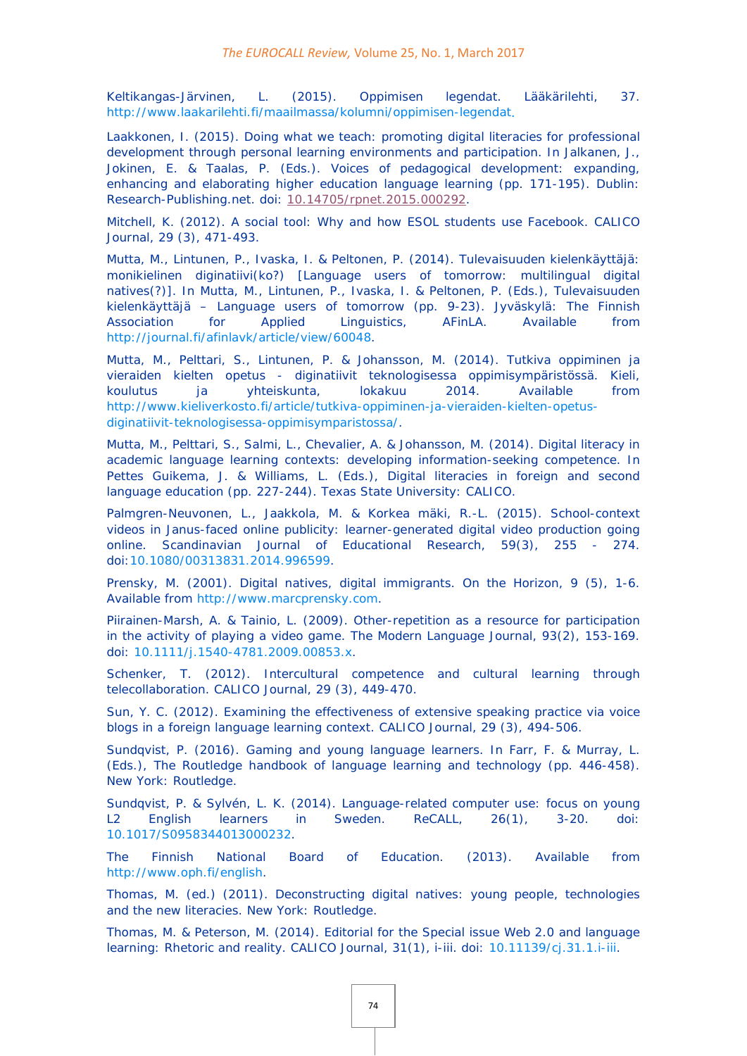Keltikangas-Järvinen, L. (2015). Oppimisen legendat. Lääkärilehti, 37. http://www.laakarilehti.fi/maailmassa/kolumni/oppimisen-legendat.

Laakkonen, I. (2015). Doing what we teach: promoting digital literacies for professional development through personal learning environments and participation. In Jalkanen, J., Jokinen, E. & Taalas, P. (Eds.). Voices of pedagogical development: expanding, enhancing and elaborating higher education language learning (pp. 171-195). Dublin: Research-Publishing.net. doi: 10.14705/rpnet.2015.000292.

Mitchell, K. (2012). A social tool: Why and how ESOL students use Facebook. CALICO Journal, 29 (3), 471-493.

Mutta, M., Lintunen, P., Ivaska, I. & Peltonen, P. (2014). Tulevaisuuden kielenkäyttäjä: monikielinen diginatiivi(ko?) [Language users of tomorrow: multilingual digital natives(?)]. In Mutta, M., Lintunen, P., Ivaska, I. & Peltonen, P. (Eds.), Tulevaisuuden kielenkäyttäjä – Language users of tomorrow (pp. 9-23). Jyväskylä: The Finnish Association for Applied Linguistics, AFinLA. Available from http://journal.fi/afinlavk/article/view/60048.

Mutta, M., Pelttari, S., Lintunen, P. & Johansson, M. (2014). Tutkiva oppiminen ja vieraiden kielten opetus - diginatiivit teknologisessa oppimisympäristössä. Kieli, koulutus ja yhteiskunta, lokakuu 2014. Available from http://www.kieliverkosto.fi/article/tutkiva-oppiminen-ja-vieraiden-kielten-opetus-diginatiivit-teknologisessa-oppimisymparistossa/.

Mutta, M., Pelttari, S., Salmi, L., Chevalier, A. & Johansson, M. (2014). Digital literacy in academic language learning contexts: developing information-seeking competence. In Pettes Guikema, J. & Williams, L. (Eds.), Digital literacies in foreign and second language education (pp. 227-244). Texas State University: CALICO.

Palmgren-Neuvonen, L., Jaakkola, M. & Korkea mäki, R.-L. (2015). School-context videos in Janus-faced online publicity: learner-generated digital video production going online. Scandinavian Journal of Educational Research, 59(3), 255 - 274. doi:10.1080/00313831.2014.996599.

Prensky, M. (2001). Digital natives, digital immigrants. On the Horizon, 9 (5), 1-6. Available from http://www.marcprensky.com.

Piirainen-Marsh, A. & Tainio, L. (2009). Other-repetition as a resource for participation in the activity of playing a video game. The Modern Language Journal, 93(2), 153-169. doi: 10.1111/j.1540-4781.2009.00853.x.

Schenker, T. (2012). Intercultural competence and cultural learning through telecollaboration. CALICO Journal, 29 (3), 449-470.

Sun, Y. C. (2012). Examining the effectiveness of extensive speaking practice via voice blogs in a foreign language learning context. CALICO Journal, 29 (3), 494-506.

Sundqvist, P. (2016). Gaming and young language learners. In Farr, F. & Murray, L. (Eds.), The Routledge handbook of language learning and technology (pp. 446-458). New York: Routledge.

Sundqvist, P. & Sylvén, L. K. (2014). Language-related computer use: focus on young L2 English learners in Sweden. ReCALL, 26(1), 3-20. doi: 10.1017/S0958344013000232.

The Finnish National Board of Education. (2013). Available from http://www.oph.fi/english.

Thomas, M. (ed.) (2011). Deconstructing digital natives: young people, technologies and the new literacies. New York: Routledge.

Thomas, M. & Peterson, M. (2014). Editorial for the Special issue Web 2.0 and language learning: Rhetoric and reality. CALICO Journal, 31(1), i-iii. doi: 10.11139/cj.31.1.i-iii.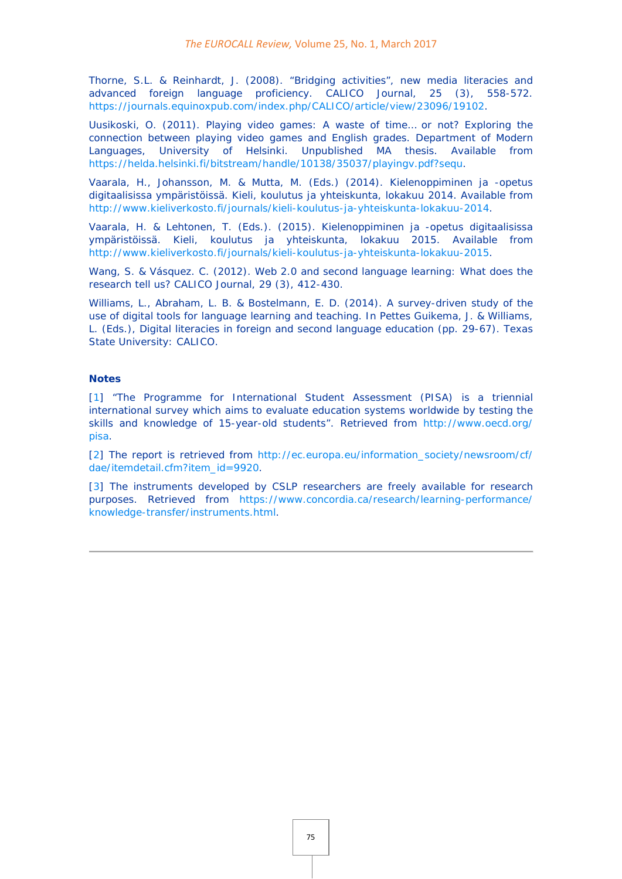Thorne, S.L. & Reinhardt, J. (2008). “Bridging activities”, new media literacies and advanced foreign language proficiency. CALICO Journal, 25 (3), 558-572. https://journals.equinoxpub.com/index.php/CALICO/article/view/23096/19102.

Uusikoski, O. (2011). Playing video games: A waste of time… or not? Exploring the connection between playing video games and English grades. Department of Modern Languages, University of Helsinki. Unpublished MA thesis. Available from https://helda.helsinki.fi/bitstream/handle/10138/35037/playingv.pdf?sequ.

Vaarala, H., Johansson, M. & Mutta, M. (Eds.) (2014). Kielenoppiminen ja -opetus digitaalisissa ympäristöissä. Kieli, koulutus ja yhteiskunta, lokakuu 2014. Available from http://www.kieliverkosto.fi/journals/kieli-koulutus-ja-yhteiskunta-lokakuu-2014.

Vaarala, H. & Lehtonen, T. (Eds.). (2015). Kielenoppiminen ja -opetus digitaalisissa ympäristöissä. Kieli, koulutus ja yhteiskunta, lokakuu 2015. Available from http://www.kieliverkosto.fi/journals/kieli-koulutus-ja-yhteiskunta-lokakuu-2015.

Wang, S. & Vásquez. C. (2012). Web 2.0 and second language learning: What does the research tell us? CALICO Journal, 29 (3), 412-430.

Williams, L., Abraham, L. B. & Bostelmann, E. D. (2014). A survey-driven study of the use of digital tools for language learning and teaching. In Pettes Guikema, J. & Williams, L. (Eds.), Digital literacies in foreign and second language education (pp. 29-67). Texas State University: CALICO.

**Notes**

[1] “The Programme for International Student Assessment (PISA) is a triennial international survey which aims to evaluate education systems worldwide by testing the skills and knowledge of 15-year-old students”. Retrieved from http://www.oecd.org/pisa.

[2] The report is retrieved from http://ec.europa.eu/information_society/newsroom/cf/dae/itemdetail.cfm?item_id=9920.

[3] The instruments developed by CSLP researchers are freely available for research purposes. Retrieved from https://www.concordia.ca/research/learning-performance/knowledge-transfer/instruments.html.